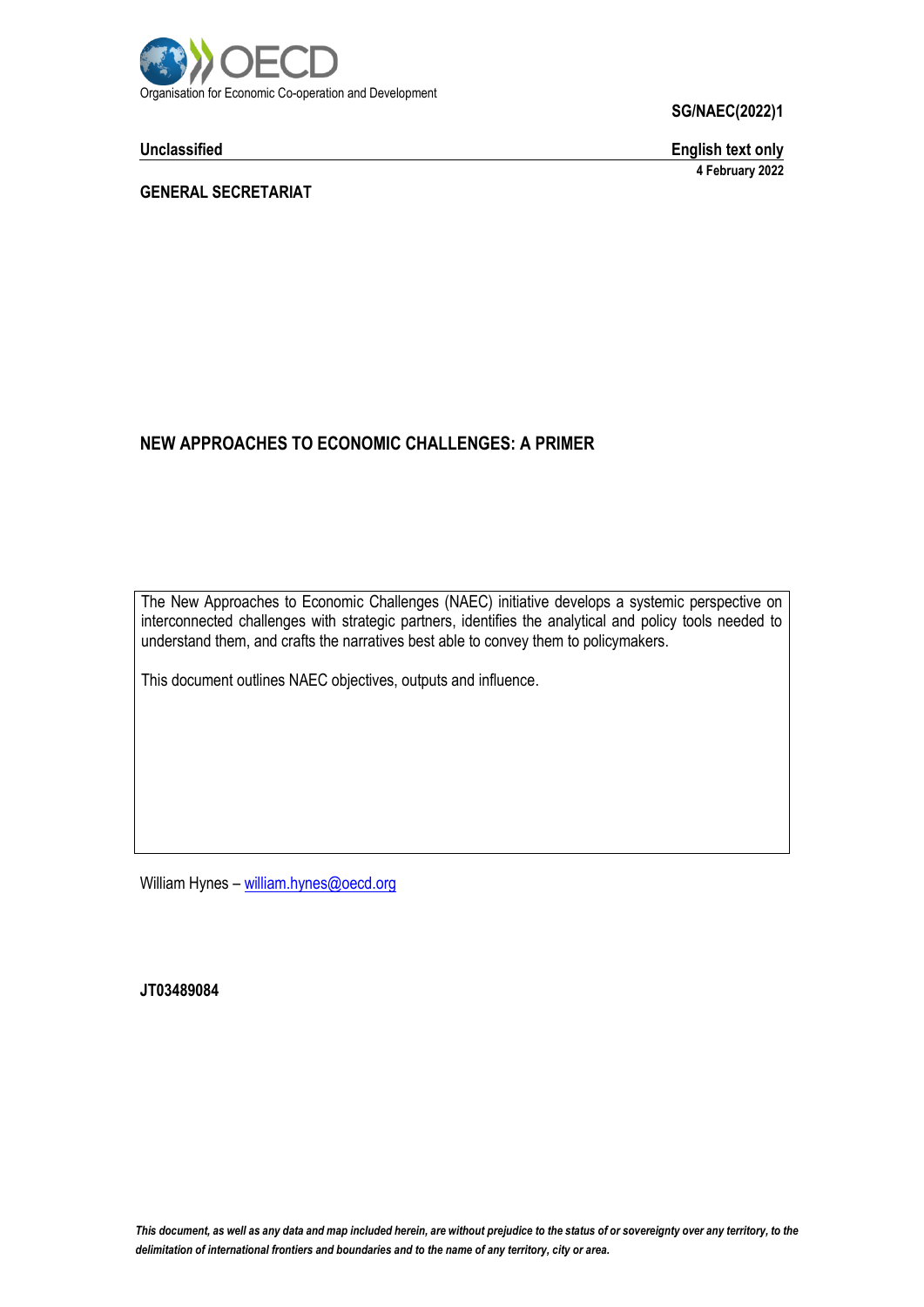Organisation for Economic Co-operation and Development

**SG/NAEC(2022)1**

**Unclassified** | **English text only**

**4 February 2022**

**GENERAL SECRETARIAT**

# NEW APPROACHES TO ECONOMIC CHALLENGES: A PRIMER

The New Approaches to Economic Challenges (NAEC) initiative develops a systemic perspective on interconnected challenges with strategic partners, identifies the analytical and policy tools needed to understand them, and crafts the narratives best able to convey them to policymakers.

This document outlines NAEC objectives, outputs and influence.

William Hynes – william.hynes@oecd.org

**JT03489084**

*This document, as well as any data and map included herein, are without prejudice to the status of or sovereignty over any territory, to the delimitation of international frontiers and boundaries and to the name of any territory, city or area.*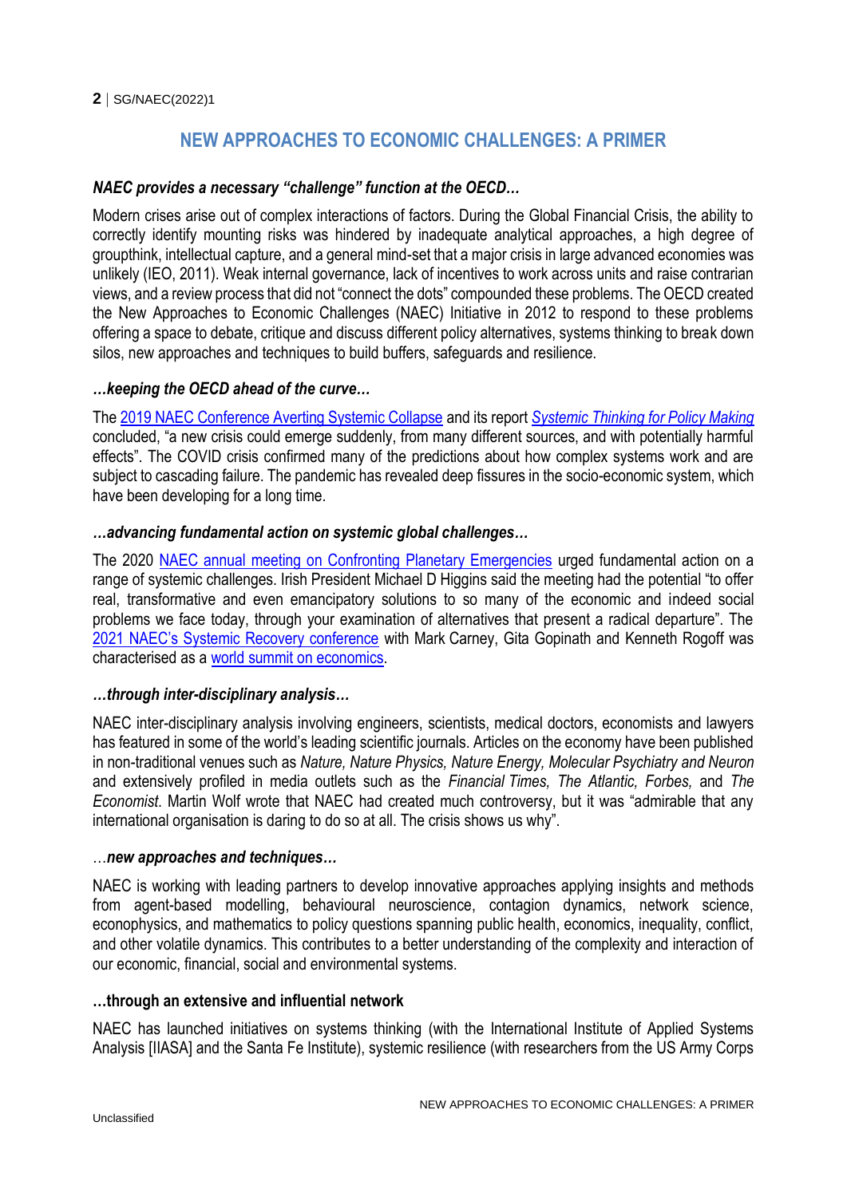## NEW APPROACHES TO ECONOMIC CHALLENGES: A PRIMER

***NAEC provides a necessary "challenge" function at the OECD…***

Modern crises arise out of complex interactions of factors. During the Global Financial Crisis, the ability to correctly identify mounting risks was hindered by inadequate analytical approaches, a high degree of groupthink, intellectual capture, and a general mind-set that a major crisis in large advanced economies was unlikely (IEO, 2011). Weak internal governance, lack of incentives to work across units and raise contrarian views, and a review process that did not "connect the dots" compounded these problems. The OECD created the New Approaches to Economic Challenges (NAEC) Initiative in 2012 to respond to these problems offering a space to debate, critique and discuss different policy alternatives, systems thinking to break down silos, new approaches and techniques to build buffers, safeguards and resilience.

***…keeping the OECD ahead of the curve…***

The 2019 NAEC Conference Averting Systemic Collapse and its report *Systemic Thinking for Policy Making* concluded, "a new crisis could emerge suddenly, from many different sources, and with potentially harmful effects". The COVID crisis confirmed many of the predictions about how complex systems work and are subject to cascading failure. The pandemic has revealed deep fissures in the socio-economic system, which have been developing for a long time.

***…advancing fundamental action on systemic global challenges…***

The 2020 NAEC annual meeting on Confronting Planetary Emergencies urged fundamental action on a range of systemic challenges. Irish President Michael D Higgins said the meeting had the potential "to offer real, transformative and even emancipatory solutions to so many of the economic and indeed social problems we face today, through your examination of alternatives that present a radical departure". The 2021 NAEC's Systemic Recovery conference with Mark Carney, Gita Gopinath and Kenneth Rogoff was characterised as a world summit on economics.

***…through inter-disciplinary analysis…***

NAEC inter-disciplinary analysis involving engineers, scientists, medical doctors, economists and lawyers has featured in some of the world's leading scientific journals. Articles on the economy have been published in non-traditional venues such as *Nature, Nature Physics, Nature Energy, Molecular Psychiatry and Neuron* and extensively profiled in media outlets such as the *Financial Times, The Atlantic, Forbes,* and *The Economist*. Martin Wolf wrote that NAEC had created much controversy, but it was "admirable that any international organisation is daring to do so at all. The crisis shows us why".

…***new approaches and techniques…***

NAEC is working with leading partners to develop innovative approaches applying insights and methods from agent-based modelling, behavioural neuroscience, contagion dynamics, network science, econophysics, and mathematics to policy questions spanning public health, economics, inequality, conflict, and other volatile dynamics. This contributes to a better understanding of the complexity and interaction of our economic, financial, social and environmental systems.

**…through an extensive and influential network**

NAEC has launched initiatives on systems thinking (with the International Institute of Applied Systems Analysis [IIASA] and the Santa Fe Institute), systemic resilience (with researchers from the US Army Corps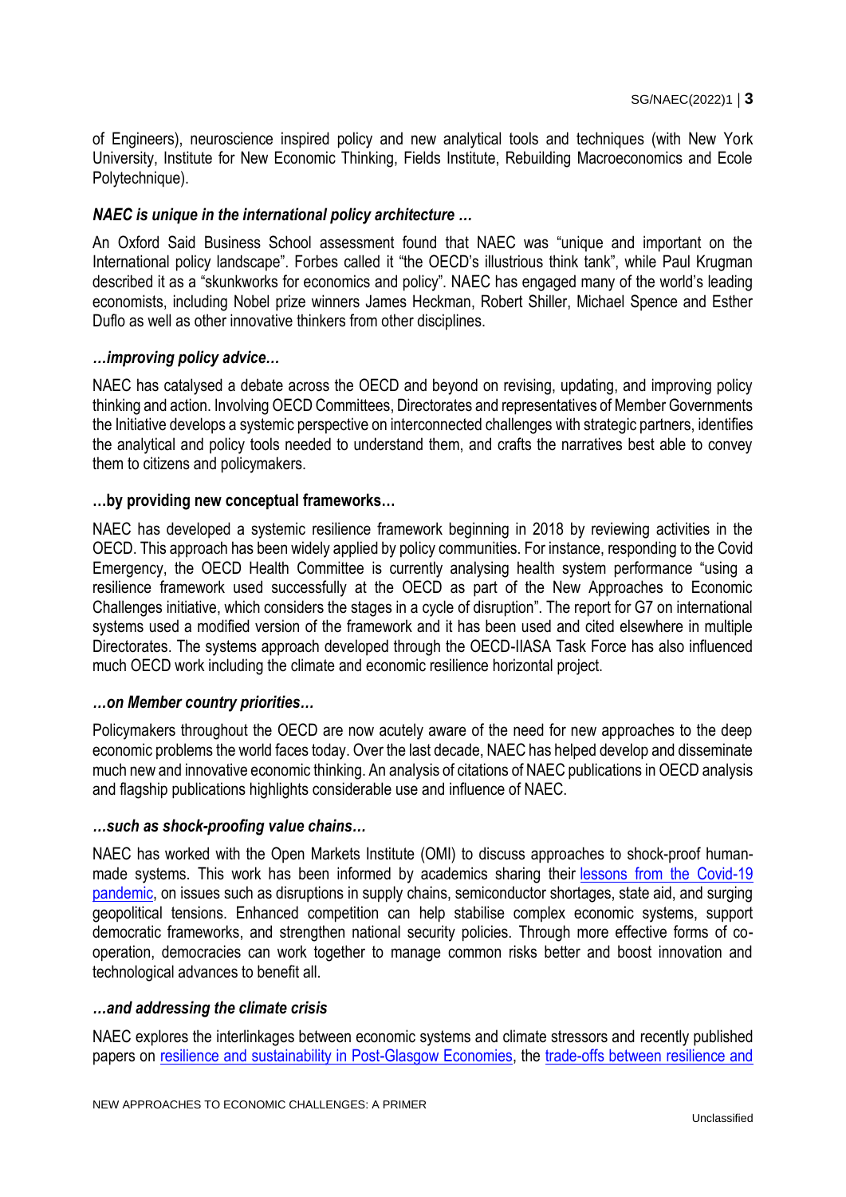of Engineers), neuroscience inspired policy and new analytical tools and techniques (with New York University, Institute for New Economic Thinking, Fields Institute, Rebuilding Macroeconomics and Ecole Polytechnique).

***NAEC is unique in the international policy architecture …***

An Oxford Said Business School assessment found that NAEC was "unique and important on the International policy landscape". Forbes called it "the OECD's illustrious think tank", while Paul Krugman described it as a "skunkworks for economics and policy". NAEC has engaged many of the world's leading economists, including Nobel prize winners James Heckman, Robert Shiller, Michael Spence and Esther Duflo as well as other innovative thinkers from other disciplines.

***…improving policy advice…***

NAEC has catalysed a debate across the OECD and beyond on revising, updating, and improving policy thinking and action. Involving OECD Committees, Directorates and representatives of Member Governments the Initiative develops a systemic perspective on interconnected challenges with strategic partners, identifies the analytical and policy tools needed to understand them, and crafts the narratives best able to convey them to citizens and policymakers.

**…by providing new conceptual frameworks…**

NAEC has developed a systemic resilience framework beginning in 2018 by reviewing activities in the OECD. This approach has been widely applied by policy communities. For instance, responding to the Covid Emergency, the OECD Health Committee is currently analysing health system performance "using a resilience framework used successfully at the OECD as part of the New Approaches to Economic Challenges initiative, which considers the stages in a cycle of disruption". The report for G7 on international systems used a modified version of the framework and it has been used and cited elsewhere in multiple Directorates. The systems approach developed through the OECD-IIASA Task Force has also influenced much OECD work including the climate and economic resilience horizontal project.

***…on Member country priorities…***

Policymakers throughout the OECD are now acutely aware of the need for new approaches to the deep economic problems the world faces today. Over the last decade, NAEC has helped develop and disseminate much new and innovative economic thinking. An analysis of citations of NAEC publications in OECD analysis and flagship publications highlights considerable use and influence of NAEC.

***…such as shock-proofing value chains…***

NAEC has worked with the Open Markets Institute (OMI) to discuss approaches to shock-proof human-made systems. This work has been informed by academics sharing their lessons from the Covid-19 pandemic, on issues such as disruptions in supply chains, semiconductor shortages, state aid, and surging geopolitical tensions. Enhanced competition can help stabilise complex economic systems, support democratic frameworks, and strengthen national security policies. Through more effective forms of co-operation, democracies can work together to manage common risks better and boost innovation and technological advances to benefit all.

***…and addressing the climate crisis***

NAEC explores the interlinkages between economic systems and climate stressors and recently published papers on resilience and sustainability in Post-Glasgow Economies, the trade-offs between resilience and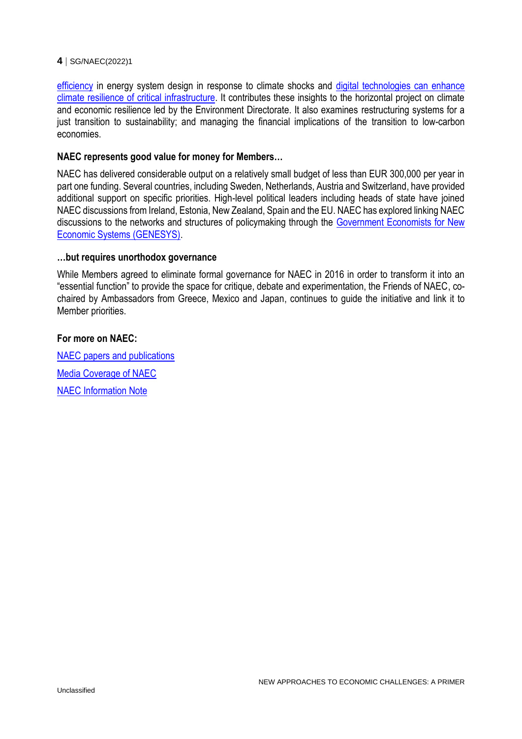efficiency in energy system design in response to climate shocks and digital technologies can enhance climate resilience of critical infrastructure. It contributes these insights to the horizontal project on climate and economic resilience led by the Environment Directorate. It also examines restructuring systems for a just transition to sustainability; and managing the financial implications of the transition to low-carbon economies.

**NAEC represents good value for money for Members…**

NAEC has delivered considerable output on a relatively small budget of less than EUR 300,000 per year in part one funding. Several countries, including Sweden, Netherlands, Austria and Switzerland, have provided additional support on specific priorities. High-level political leaders including heads of state have joined NAEC discussions from Ireland, Estonia, New Zealand, Spain and the EU. NAEC has explored linking NAEC discussions to the networks and structures of policymaking through the Government Economists for New Economic Systems (GENESYS).

**…but requires unorthodox governance**

While Members agreed to eliminate formal governance for NAEC in 2016 in order to transform it into an "essential function" to provide the space for critique, debate and experimentation, the Friends of NAEC, co-chaired by Ambassadors from Greece, Mexico and Japan, continues to guide the initiative and link it to Member priorities.

**For more on NAEC:**

NAEC papers and publications

Media Coverage of NAEC

NAEC Information Note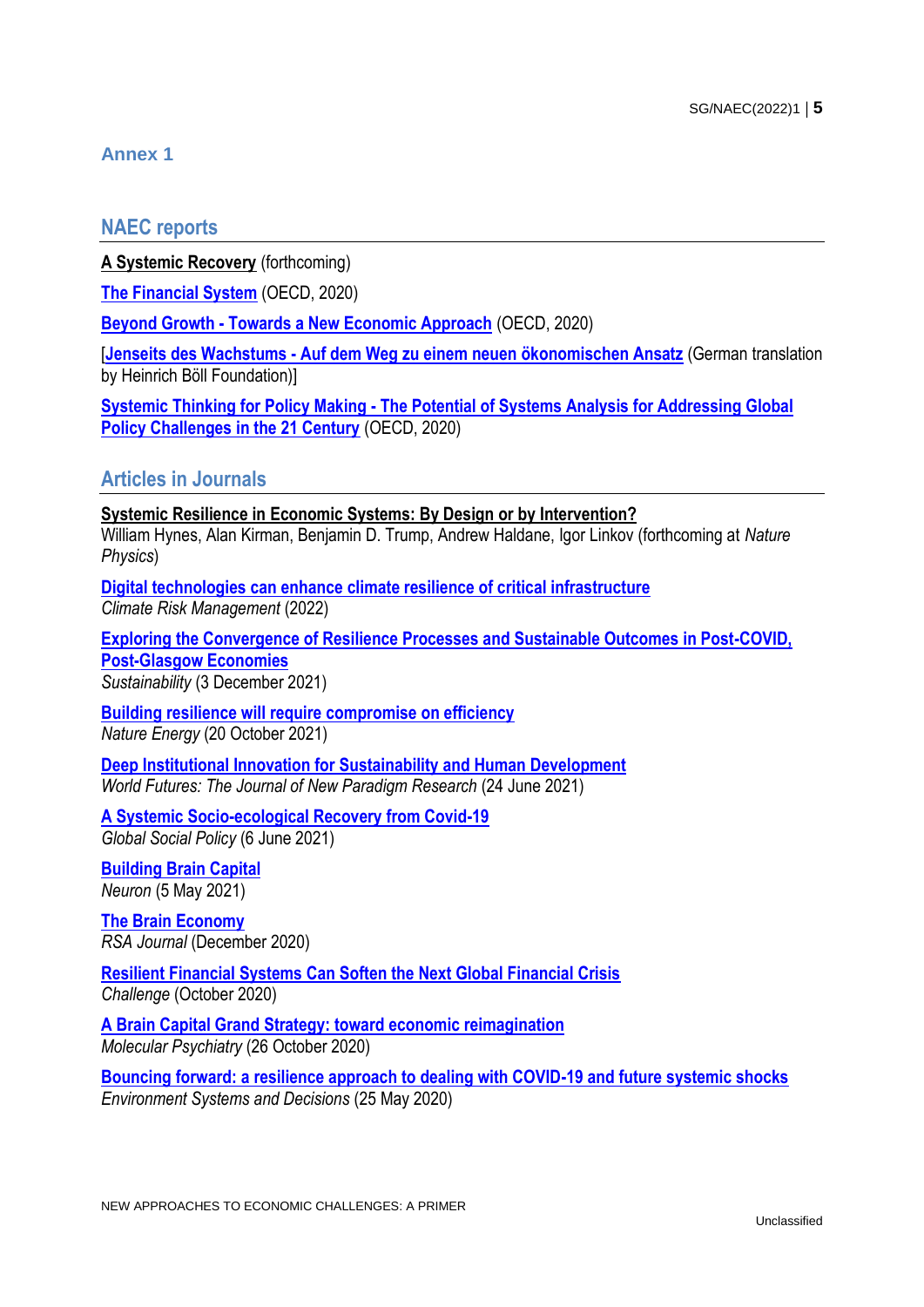## Annex 1

### NAEC reports

**A Systemic Recovery** (forthcoming)

**The Financial System** (OECD, 2020)

**Beyond Growth - Towards a New Economic Approach** (OECD, 2020)

[**Jenseits des Wachstums - Auf dem Weg zu einem neuen ökonomischen Ansatz** (German translation by Heinrich Böll Foundation)]

**Systemic Thinking for Policy Making - The Potential of Systems Analysis for Addressing Global Policy Challenges in the 21 Century** (OECD, 2020)

### Articles in Journals

**Systemic Resilience in Economic Systems: By Design or by Intervention?**
William Hynes, Alan Kirman, Benjamin D. Trump, Andrew Haldane, Igor Linkov (forthcoming at *Nature Physics*)

**Digital technologies can enhance climate resilience of critical infrastructure**
*Climate Risk Management* (2022)

**Exploring the Convergence of Resilience Processes and Sustainable Outcomes in Post-COVID, Post-Glasgow Economies**
*Sustainability* (3 December 2021)

**Building resilience will require compromise on efficiency**
*Nature Energy* (20 October 2021)

**Deep Institutional Innovation for Sustainability and Human Development**
*World Futures: The Journal of New Paradigm Research* (24 June 2021)

**A Systemic Socio-ecological Recovery from Covid-19**
*Global Social Policy* (6 June 2021)

**Building Brain Capital**
*Neuron* (5 May 2021)

**The Brain Economy**
*RSA Journal* (December 2020)

**Resilient Financial Systems Can Soften the Next Global Financial Crisis**
*Challenge* (October 2020)

**A Brain Capital Grand Strategy: toward economic reimagination**
*Molecular Psychiatry* (26 October 2020)

**Bouncing forward: a resilience approach to dealing with COVID-19 and future systemic shocks**
*Environment Systems and Decisions* (25 May 2020)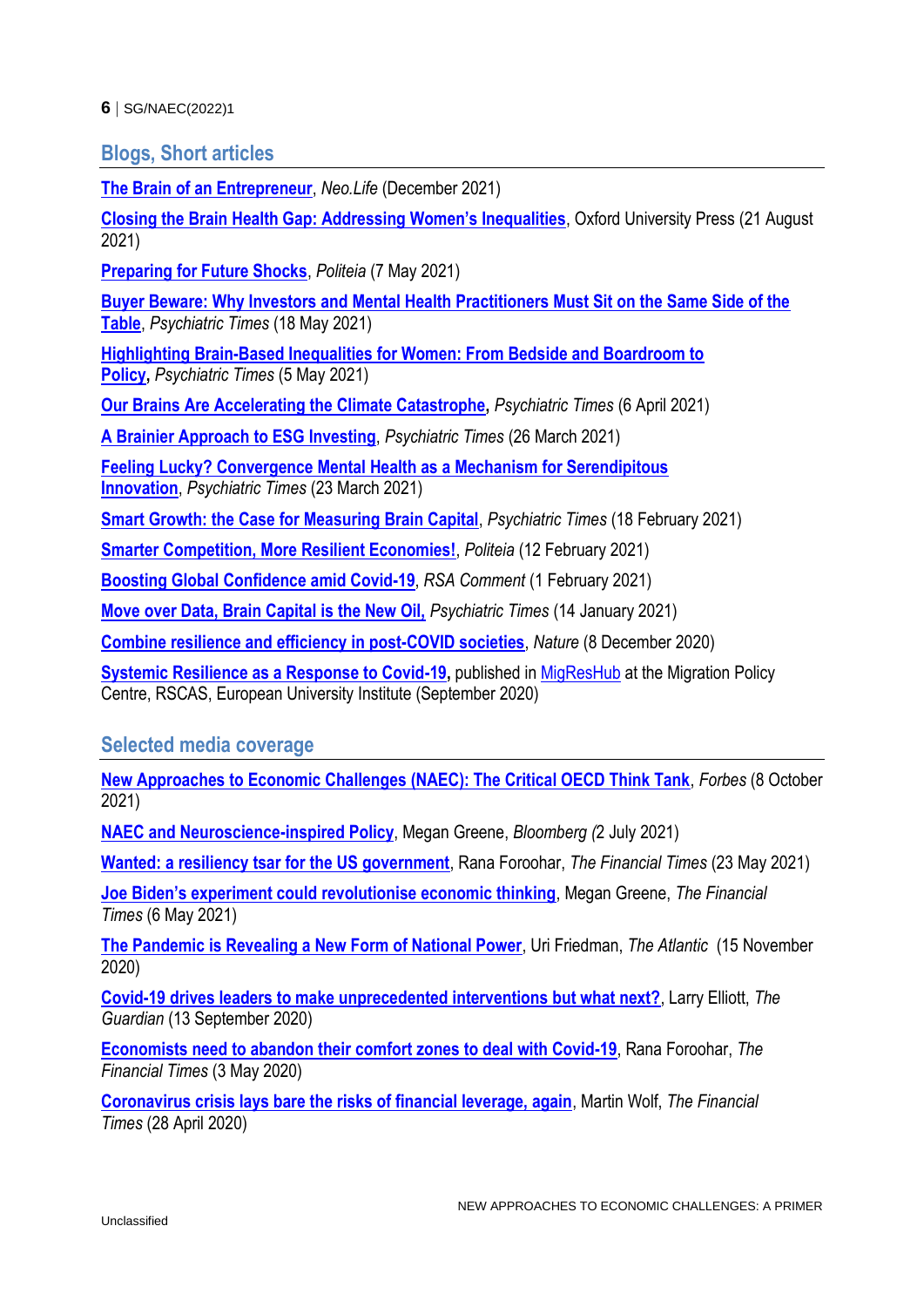## Blogs, Short articles

**The Brain of an Entrepreneur**, *Neo.Life* (December 2021)

**Closing the Brain Health Gap: Addressing Women's Inequalities**, Oxford University Press (21 August 2021)

**Preparing for Future Shocks**, *Politeia* (7 May 2021)

**Buyer Beware: Why Investors and Mental Health Practitioners Must Sit on the Same Side of the Table**, *Psychiatric Times* (18 May 2021)

**Highlighting Brain-Based Inequalities for Women: From Bedside and Boardroom to Policy,** *Psychiatric Times* (5 May 2021)

**Our Brains Are Accelerating the Climate Catastrophe,** *Psychiatric Times* (6 April 2021)

**A Brainier Approach to ESG Investing**, *Psychiatric Times* (26 March 2021)

**Feeling Lucky? Convergence Mental Health as a Mechanism for Serendipitous Innovation**, *Psychiatric Times* (23 March 2021)

**Smart Growth: the Case for Measuring Brain Capital**, *Psychiatric Times* (18 February 2021)

**Smarter Competition, More Resilient Economies!**, *Politeia* (12 February 2021)

**Boosting Global Confidence amid Covid-19**, *RSA Comment* (1 February 2021)

**Move over Data, Brain Capital is the New Oil,** *Psychiatric Times* (14 January 2021)

**Combine resilience and efficiency in post-COVID societies**, *Nature* (8 December 2020)

**Systemic Resilience as a Response to Covid-19,** published in MigResHub at the Migration Policy Centre, RSCAS, European University Institute (September 2020)

## Selected media coverage

**New Approaches to Economic Challenges (NAEC): The Critical OECD Think Tank**, *Forbes* (8 October 2021)

**NAEC and Neuroscience-inspired Policy**, Megan Greene, *Bloomberg (*2 July 2021)

**Wanted: a resiliency tsar for the US government**, Rana Foroohar, *The Financial Times* (23 May 2021)

**Joe Biden's experiment could revolutionise economic thinking**, Megan Greene, *The Financial Times* (6 May 2021)

**The Pandemic is Revealing a New Form of National Power**, Uri Friedman, *The Atlantic* (15 November 2020)

**Covid-19 drives leaders to make unprecedented interventions but what next?**, Larry Elliott, *The Guardian* (13 September 2020)

**Economists need to abandon their comfort zones to deal with Covid-19**, Rana Foroohar, *The Financial Times* (3 May 2020)

**Coronavirus crisis lays bare the risks of financial leverage, again**, Martin Wolf, *The Financial Times* (28 April 2020)